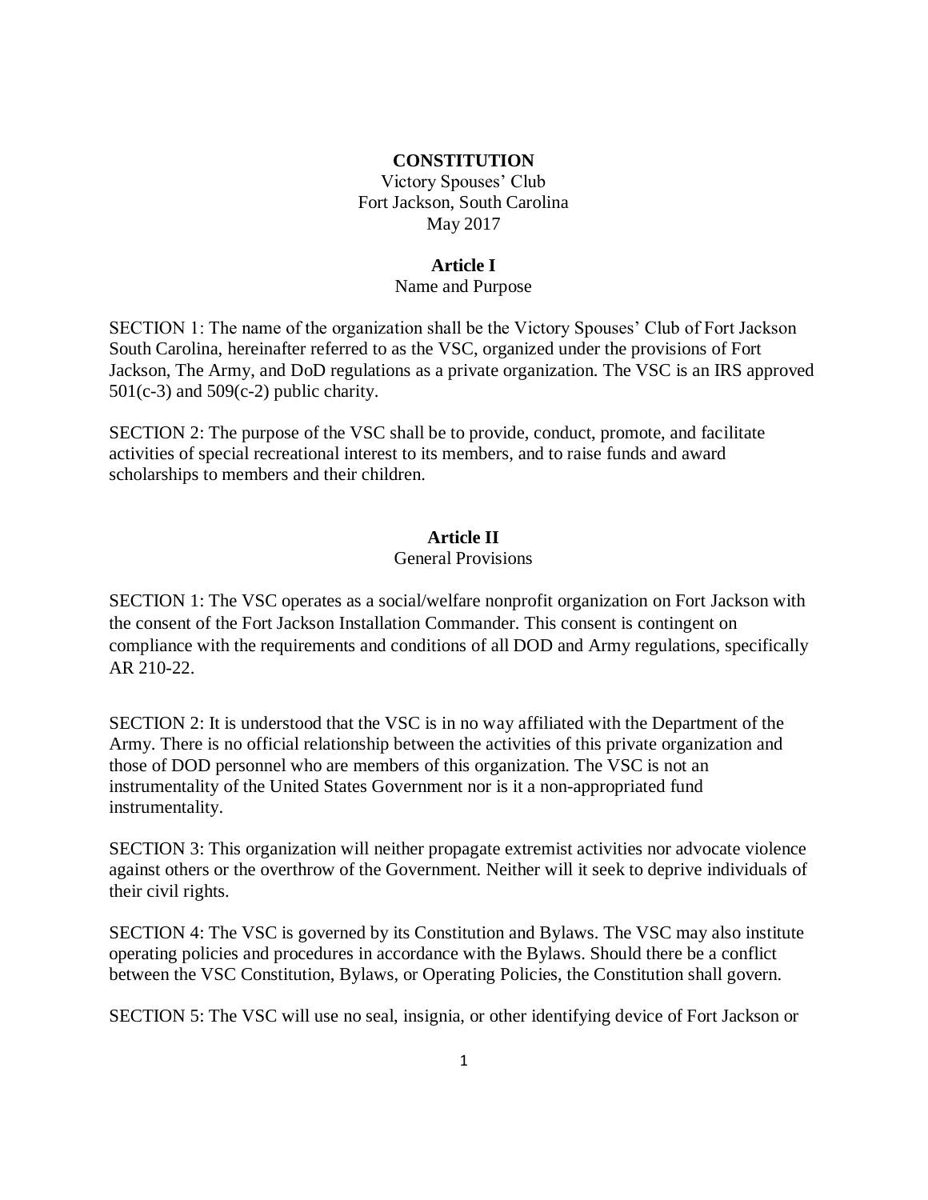# CONSTITUTION

Victory Spouses' Club
Fort Jackson, South Carolina
May 2017

## Article I

Name and Purpose

SECTION 1: The name of the organization shall be the Victory Spouses' Club of Fort Jackson South Carolina, hereinafter referred to as the VSC, organized under the provisions of Fort Jackson, The Army, and DoD regulations as a private organization. The VSC is an IRS approved 501(c-3) and 509(c-2) public charity.

SECTION 2: The purpose of the VSC shall be to provide, conduct, promote, and facilitate activities of special recreational interest to its members, and to raise funds and award scholarships to members and their children.

## Article II

General Provisions

SECTION 1: The VSC operates as a social/welfare nonprofit organization on Fort Jackson with the consent of the Fort Jackson Installation Commander. This consent is contingent on compliance with the requirements and conditions of all DOD and Army regulations, specifically AR 210-22.

SECTION 2: It is understood that the VSC is in no way affiliated with the Department of the Army. There is no official relationship between the activities of this private organization and those of DOD personnel who are members of this organization. The VSC is not an instrumentality of the United States Government nor is it a non-appropriated fund instrumentality.

SECTION 3: This organization will neither propagate extremist activities nor advocate violence against others or the overthrow of the Government. Neither will it seek to deprive individuals of their civil rights.

SECTION 4: The VSC is governed by its Constitution and Bylaws. The VSC may also institute operating policies and procedures in accordance with the Bylaws. Should there be a conflict between the VSC Constitution, Bylaws, or Operating Policies, the Constitution shall govern.

SECTION 5: The VSC will use no seal, insignia, or other identifying device of Fort Jackson or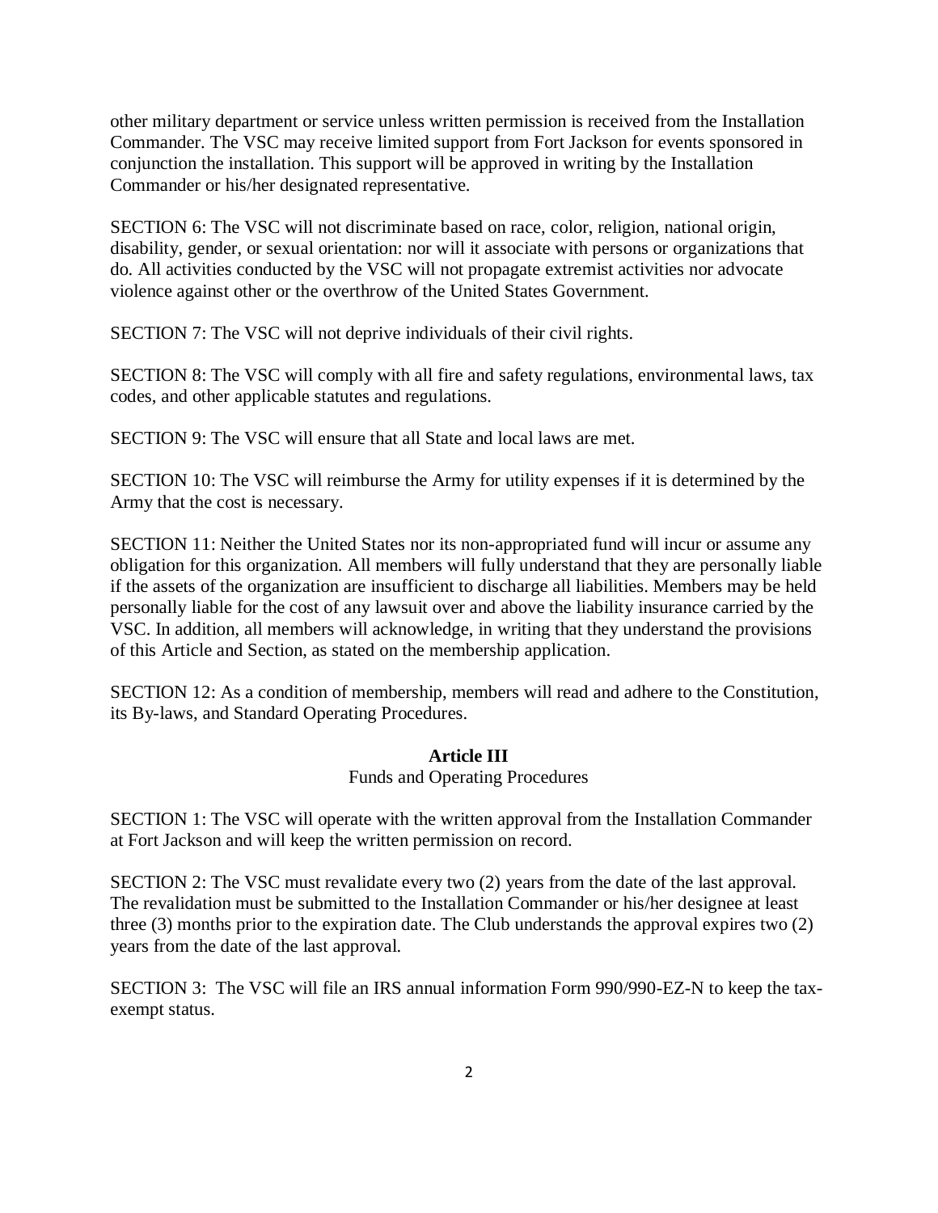other military department or service unless written permission is received from the Installation Commander. The VSC may receive limited support from Fort Jackson for events sponsored in conjunction the installation. This support will be approved in writing by the Installation Commander or his/her designated representative.

SECTION 6: The VSC will not discriminate based on race, color, religion, national origin, disability, gender, or sexual orientation: nor will it associate with persons or organizations that do. All activities conducted by the VSC will not propagate extremist activities nor advocate violence against other or the overthrow of the United States Government.

SECTION 7: The VSC will not deprive individuals of their civil rights.

SECTION 8: The VSC will comply with all fire and safety regulations, environmental laws, tax codes, and other applicable statutes and regulations.

SECTION 9: The VSC will ensure that all State and local laws are met.

SECTION 10: The VSC will reimburse the Army for utility expenses if it is determined by the Army that the cost is necessary.

SECTION 11: Neither the United States nor its non-appropriated fund will incur or assume any obligation for this organization. All members will fully understand that they are personally liable if the assets of the organization are insufficient to discharge all liabilities. Members may be held personally liable for the cost of any lawsuit over and above the liability insurance carried by the VSC. In addition, all members will acknowledge, in writing that they understand the provisions of this Article and Section, as stated on the membership application.

SECTION 12: As a condition of membership, members will read and adhere to the Constitution, its By-laws, and Standard Operating Procedures.

## Article III

Funds and Operating Procedures

SECTION 1: The VSC will operate with the written approval from the Installation Commander at Fort Jackson and will keep the written permission on record.

SECTION 2: The VSC must revalidate every two (2) years from the date of the last approval. The revalidation must be submitted to the Installation Commander or his/her designee at least three (3) months prior to the expiration date. The Club understands the approval expires two (2) years from the date of the last approval.

SECTION 3: The VSC will file an IRS annual information Form 990/990-EZ-N to keep the tax-exempt status.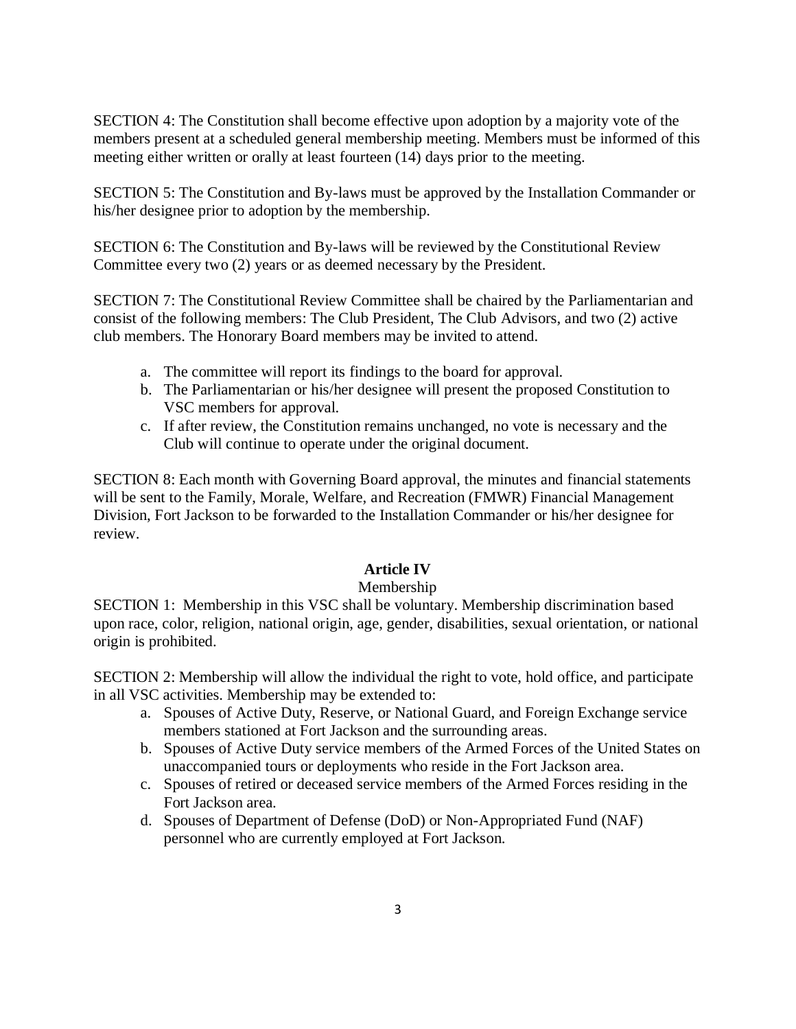SECTION 4: The Constitution shall become effective upon adoption by a majority vote of the members present at a scheduled general membership meeting. Members must be informed of this meeting either written or orally at least fourteen (14) days prior to the meeting.

SECTION 5: The Constitution and By-laws must be approved by the Installation Commander or his/her designee prior to adoption by the membership.

SECTION 6: The Constitution and By-laws will be reviewed by the Constitutional Review Committee every two (2) years or as deemed necessary by the President.

SECTION 7: The Constitutional Review Committee shall be chaired by the Parliamentarian and consist of the following members: The Club President, The Club Advisors, and two (2) active club members. The Honorary Board members may be invited to attend.

a. The committee will report its findings to the board for approval.
b. The Parliamentarian or his/her designee will present the proposed Constitution to VSC members for approval.
c. If after review, the Constitution remains unchanged, no vote is necessary and the Club will continue to operate under the original document.

SECTION 8: Each month with Governing Board approval, the minutes and financial statements will be sent to the Family, Morale, Welfare, and Recreation (FMWR) Financial Management Division, Fort Jackson to be forwarded to the Installation Commander or his/her designee for review.

## Article IV

Membership

SECTION 1: Membership in this VSC shall be voluntary. Membership discrimination based upon race, color, religion, national origin, age, gender, disabilities, sexual orientation, or national origin is prohibited.

SECTION 2: Membership will allow the individual the right to vote, hold office, and participate in all VSC activities. Membership may be extended to:

a. Spouses of Active Duty, Reserve, or National Guard, and Foreign Exchange service members stationed at Fort Jackson and the surrounding areas.
b. Spouses of Active Duty service members of the Armed Forces of the United States on unaccompanied tours or deployments who reside in the Fort Jackson area.
c. Spouses of retired or deceased service members of the Armed Forces residing in the Fort Jackson area.
d. Spouses of Department of Defense (DoD) or Non-Appropriated Fund (NAF) personnel who are currently employed at Fort Jackson.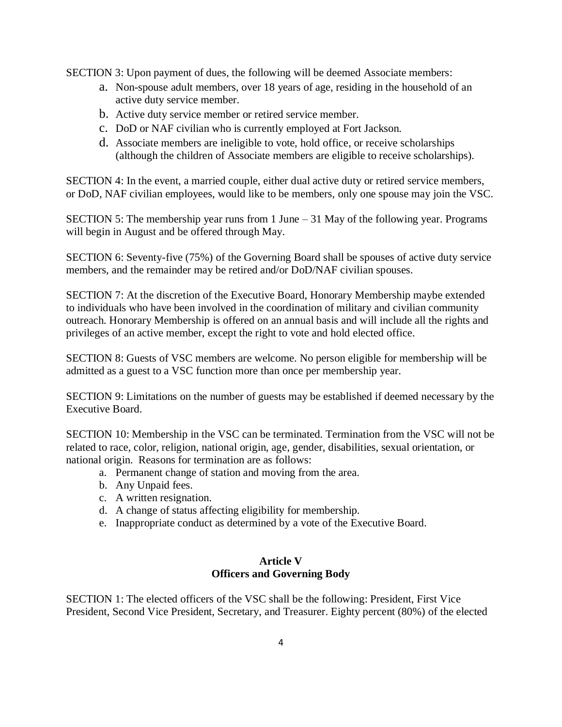SECTION 3: Upon payment of dues, the following will be deemed Associate members:

a. Non-spouse adult members, over 18 years of age, residing in the household of an active duty service member.
b. Active duty service member or retired service member.
c. DoD or NAF civilian who is currently employed at Fort Jackson.
d. Associate members are ineligible to vote, hold office, or receive scholarships (although the children of Associate members are eligible to receive scholarships).

SECTION 4: In the event, a married couple, either dual active duty or retired service members, or DoD, NAF civilian employees, would like to be members, only one spouse may join the VSC.

SECTION 5: The membership year runs from 1 June – 31 May of the following year. Programs will begin in August and be offered through May.

SECTION 6: Seventy-five (75%) of the Governing Board shall be spouses of active duty service members, and the remainder may be retired and/or DoD/NAF civilian spouses.

SECTION 7: At the discretion of the Executive Board, Honorary Membership maybe extended to individuals who have been involved in the coordination of military and civilian community outreach. Honorary Membership is offered on an annual basis and will include all the rights and privileges of an active member, except the right to vote and hold elected office.

SECTION 8: Guests of VSC members are welcome. No person eligible for membership will be admitted as a guest to a VSC function more than once per membership year.

SECTION 9: Limitations on the number of guests may be established if deemed necessary by the Executive Board.

SECTION 10: Membership in the VSC can be terminated. Termination from the VSC will not be related to race, color, religion, national origin, age, gender, disabilities, sexual orientation, or national origin. Reasons for termination are as follows:

a. Permanent change of station and moving from the area.
b. Any Unpaid fees.
c. A written resignation.
d. A change of status affecting eligibility for membership.
e. Inappropriate conduct as determined by a vote of the Executive Board.

## Article V
## Officers and Governing Body

SECTION 1: The elected officers of the VSC shall be the following: President, First Vice President, Second Vice President, Secretary, and Treasurer. Eighty percent (80%) of the elected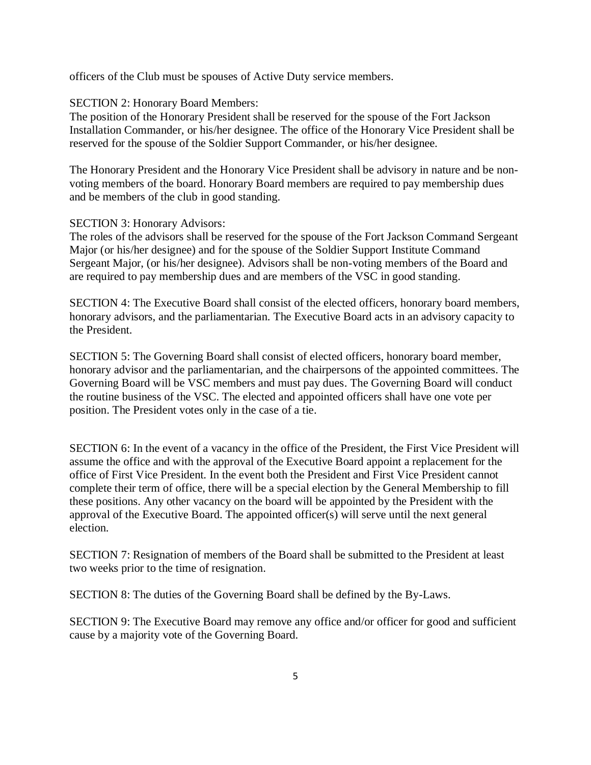officers of the Club must be spouses of Active Duty service members.

SECTION 2: Honorary Board Members:
The position of the Honorary President shall be reserved for the spouse of the Fort Jackson Installation Commander, or his/her designee. The office of the Honorary Vice President shall be reserved for the spouse of the Soldier Support Commander, or his/her designee.

The Honorary President and the Honorary Vice President shall be advisory in nature and be non-voting members of the board. Honorary Board members are required to pay membership dues and be members of the club in good standing.

SECTION 3: Honorary Advisors:
The roles of the advisors shall be reserved for the spouse of the Fort Jackson Command Sergeant Major (or his/her designee) and for the spouse of the Soldier Support Institute Command Sergeant Major, (or his/her designee). Advisors shall be non-voting members of the Board and are required to pay membership dues and are members of the VSC in good standing.

SECTION 4: The Executive Board shall consist of the elected officers, honorary board members, honorary advisors, and the parliamentarian. The Executive Board acts in an advisory capacity to the President.

SECTION 5: The Governing Board shall consist of elected officers, honorary board member, honorary advisor and the parliamentarian, and the chairpersons of the appointed committees. The Governing Board will be VSC members and must pay dues. The Governing Board will conduct the routine business of the VSC. The elected and appointed officers shall have one vote per position. The President votes only in the case of a tie.

SECTION 6: In the event of a vacancy in the office of the President, the First Vice President will assume the office and with the approval of the Executive Board appoint a replacement for the office of First Vice President. In the event both the President and First Vice President cannot complete their term of office, there will be a special election by the General Membership to fill these positions. Any other vacancy on the board will be appointed by the President with the approval of the Executive Board. The appointed officer(s) will serve until the next general election.

SECTION 7: Resignation of members of the Board shall be submitted to the President at least two weeks prior to the time of resignation.

SECTION 8: The duties of the Governing Board shall be defined by the By-Laws.

SECTION 9: The Executive Board may remove any office and/or officer for good and sufficient cause by a majority vote of the Governing Board.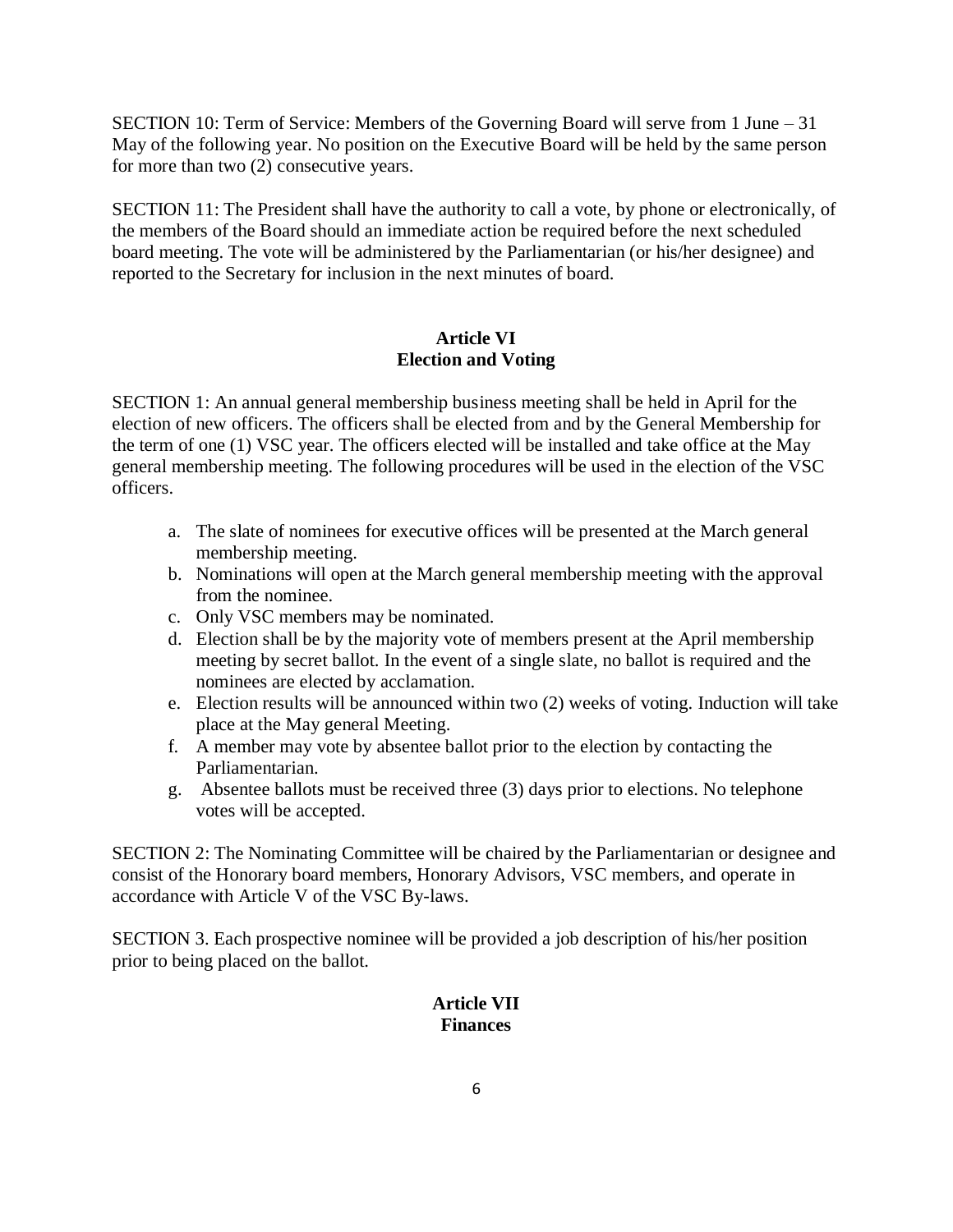SECTION 10: Term of Service: Members of the Governing Board will serve from 1 June – 31 May of the following year. No position on the Executive Board will be held by the same person for more than two (2) consecutive years.

SECTION 11: The President shall have the authority to call a vote, by phone or electronically, of the members of the Board should an immediate action be required before the next scheduled board meeting. The vote will be administered by the Parliamentarian (or his/her designee) and reported to the Secretary for inclusion in the next minutes of board.

## Article VI
## Election and Voting

SECTION 1: An annual general membership business meeting shall be held in April for the election of new officers. The officers shall be elected from and by the General Membership for the term of one (1) VSC year. The officers elected will be installed and take office at the May general membership meeting. The following procedures will be used in the election of the VSC officers.

a. The slate of nominees for executive offices will be presented at the March general membership meeting.
b. Nominations will open at the March general membership meeting with the approval from the nominee.
c. Only VSC members may be nominated.
d. Election shall be by the majority vote of members present at the April membership meeting by secret ballot. In the event of a single slate, no ballot is required and the nominees are elected by acclamation.
e. Election results will be announced within two (2) weeks of voting. Induction will take place at the May general Meeting.
f. A member may vote by absentee ballot prior to the election by contacting the Parliamentarian.
g. Absentee ballots must be received three (3) days prior to elections. No telephone votes will be accepted.

SECTION 2: The Nominating Committee will be chaired by the Parliamentarian or designee and consist of the Honorary board members, Honorary Advisors, VSC members, and operate in accordance with Article V of the VSC By-laws.

SECTION 3. Each prospective nominee will be provided a job description of his/her position prior to being placed on the ballot.

## Article VII
## Finances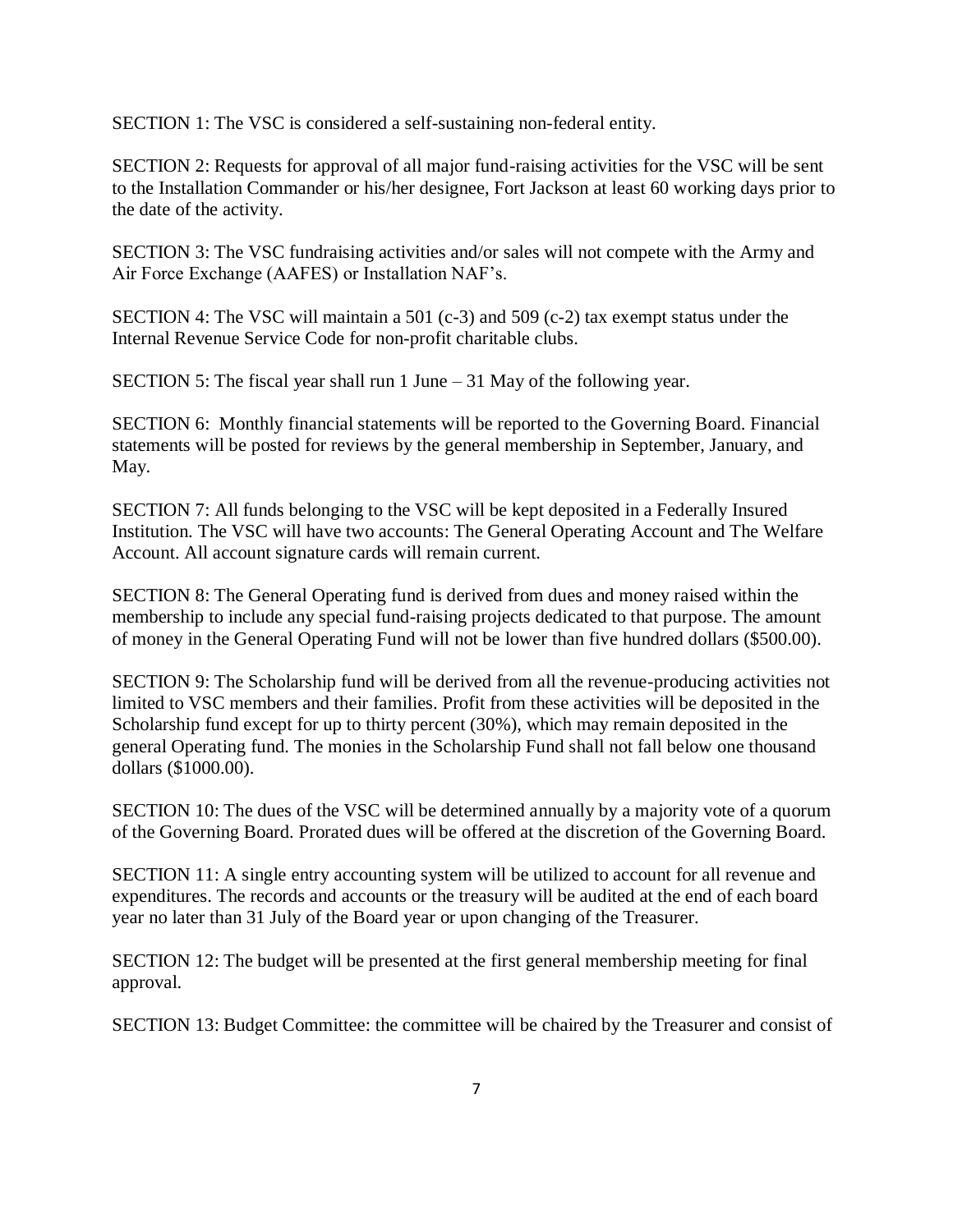SECTION 1: The VSC is considered a self-sustaining non-federal entity.

SECTION 2: Requests for approval of all major fund-raising activities for the VSC will be sent to the Installation Commander or his/her designee, Fort Jackson at least 60 working days prior to the date of the activity.

SECTION 3: The VSC fundraising activities and/or sales will not compete with the Army and Air Force Exchange (AAFES) or Installation NAF's.

SECTION 4: The VSC will maintain a 501 (c-3) and 509 (c-2) tax exempt status under the Internal Revenue Service Code for non-profit charitable clubs.

SECTION 5: The fiscal year shall run 1 June – 31 May of the following year.

SECTION 6: Monthly financial statements will be reported to the Governing Board. Financial statements will be posted for reviews by the general membership in September, January, and May.

SECTION 7: All funds belonging to the VSC will be kept deposited in a Federally Insured Institution. The VSC will have two accounts: The General Operating Account and The Welfare Account. All account signature cards will remain current.

SECTION 8: The General Operating fund is derived from dues and money raised within the membership to include any special fund-raising projects dedicated to that purpose. The amount of money in the General Operating Fund will not be lower than five hundred dollars ($500.00).

SECTION 9: The Scholarship fund will be derived from all the revenue-producing activities not limited to VSC members and their families. Profit from these activities will be deposited in the Scholarship fund except for up to thirty percent (30%), which may remain deposited in the general Operating fund. The monies in the Scholarship Fund shall not fall below one thousand dollars ($1000.00).

SECTION 10: The dues of the VSC will be determined annually by a majority vote of a quorum of the Governing Board. Prorated dues will be offered at the discretion of the Governing Board.

SECTION 11: A single entry accounting system will be utilized to account for all revenue and expenditures. The records and accounts or the treasury will be audited at the end of each board year no later than 31 July of the Board year or upon changing of the Treasurer.

SECTION 12: The budget will be presented at the first general membership meeting for final approval.

SECTION 13: Budget Committee: the committee will be chaired by the Treasurer and consist of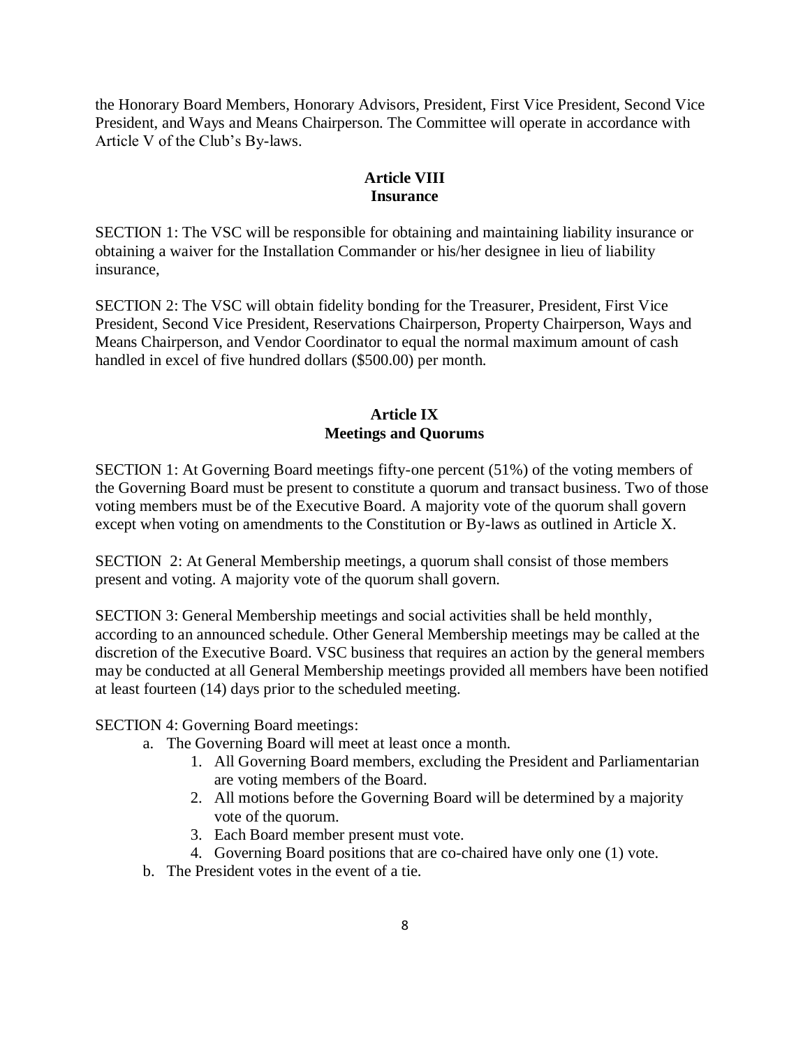the Honorary Board Members, Honorary Advisors, President, First Vice President, Second Vice President, and Ways and Means Chairperson. The Committee will operate in accordance with Article V of the Club's By-laws.

## Article VIII
## Insurance

SECTION 1: The VSC will be responsible for obtaining and maintaining liability insurance or obtaining a waiver for the Installation Commander or his/her designee in lieu of liability insurance,

SECTION 2: The VSC will obtain fidelity bonding for the Treasurer, President, First Vice President, Second Vice President, Reservations Chairperson, Property Chairperson, Ways and Means Chairperson, and Vendor Coordinator to equal the normal maximum amount of cash handled in excel of five hundred dollars ($500.00) per month.

## Article IX
## Meetings and Quorums

SECTION 1: At Governing Board meetings fifty-one percent (51%) of the voting members of the Governing Board must be present to constitute a quorum and transact business. Two of those voting members must be of the Executive Board. A majority vote of the quorum shall govern except when voting on amendments to the Constitution or By-laws as outlined in Article X.

SECTION 2: At General Membership meetings, a quorum shall consist of those members present and voting. A majority vote of the quorum shall govern.

SECTION 3: General Membership meetings and social activities shall be held monthly, according to an announced schedule. Other General Membership meetings may be called at the discretion of the Executive Board. VSC business that requires an action by the general members may be conducted at all General Membership meetings provided all members have been notified at least fourteen (14) days prior to the scheduled meeting.

SECTION 4: Governing Board meetings:

a. The Governing Board will meet at least once a month.
    1. All Governing Board members, excluding the President and Parliamentarian are voting members of the Board.
    2. All motions before the Governing Board will be determined by a majority vote of the quorum.
    3. Each Board member present must vote.
    4. Governing Board positions that are co-chaired have only one (1) vote.
b. The President votes in the event of a tie.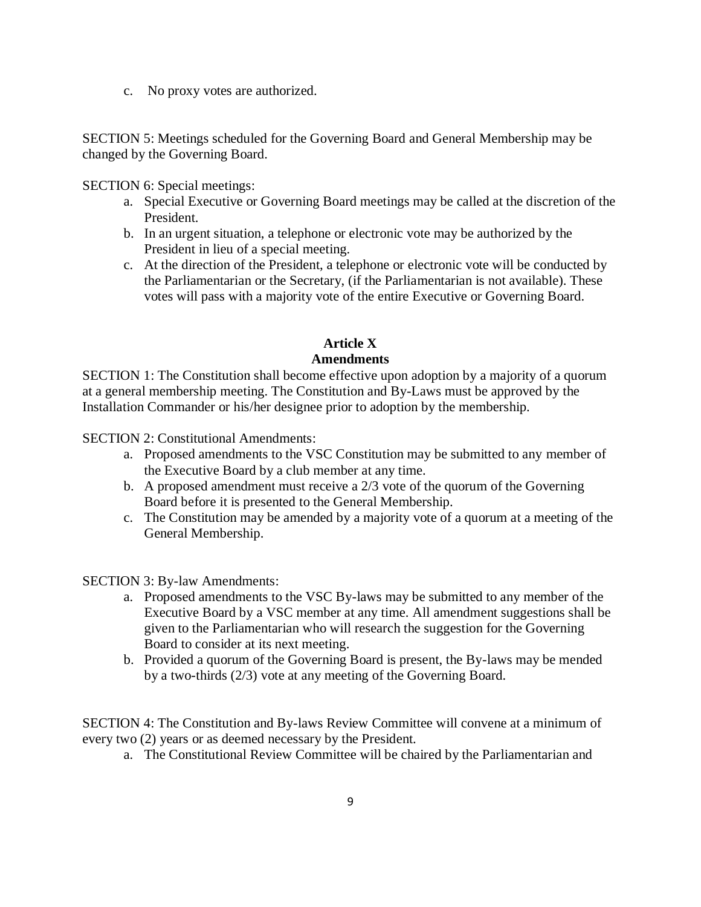c. No proxy votes are authorized.

SECTION 5: Meetings scheduled for the Governing Board and General Membership may be changed by the Governing Board.

SECTION 6: Special meetings:

a. Special Executive or Governing Board meetings may be called at the discretion of the President.
b. In an urgent situation, a telephone or electronic vote may be authorized by the President in lieu of a special meeting.
c. At the direction of the President, a telephone or electronic vote will be conducted by the Parliamentarian or the Secretary, (if the Parliamentarian is not available). These votes will pass with a majority vote of the entire Executive or Governing Board.

## Article X
## Amendments

SECTION 1: The Constitution shall become effective upon adoption by a majority of a quorum at a general membership meeting. The Constitution and By-Laws must be approved by the Installation Commander or his/her designee prior to adoption by the membership.

SECTION 2: Constitutional Amendments:

a. Proposed amendments to the VSC Constitution may be submitted to any member of the Executive Board by a club member at any time.
b. A proposed amendment must receive a 2/3 vote of the quorum of the Governing Board before it is presented to the General Membership.
c. The Constitution may be amended by a majority vote of a quorum at a meeting of the General Membership.

SECTION 3: By-law Amendments:

a. Proposed amendments to the VSC By-laws may be submitted to any member of the Executive Board by a VSC member at any time. All amendment suggestions shall be given to the Parliamentarian who will research the suggestion for the Governing Board to consider at its next meeting.
b. Provided a quorum of the Governing Board is present, the By-laws may be mended by a two-thirds (2/3) vote at any meeting of the Governing Board.

SECTION 4: The Constitution and By-laws Review Committee will convene at a minimum of every two (2) years or as deemed necessary by the President.

a. The Constitutional Review Committee will be chaired by the Parliamentarian and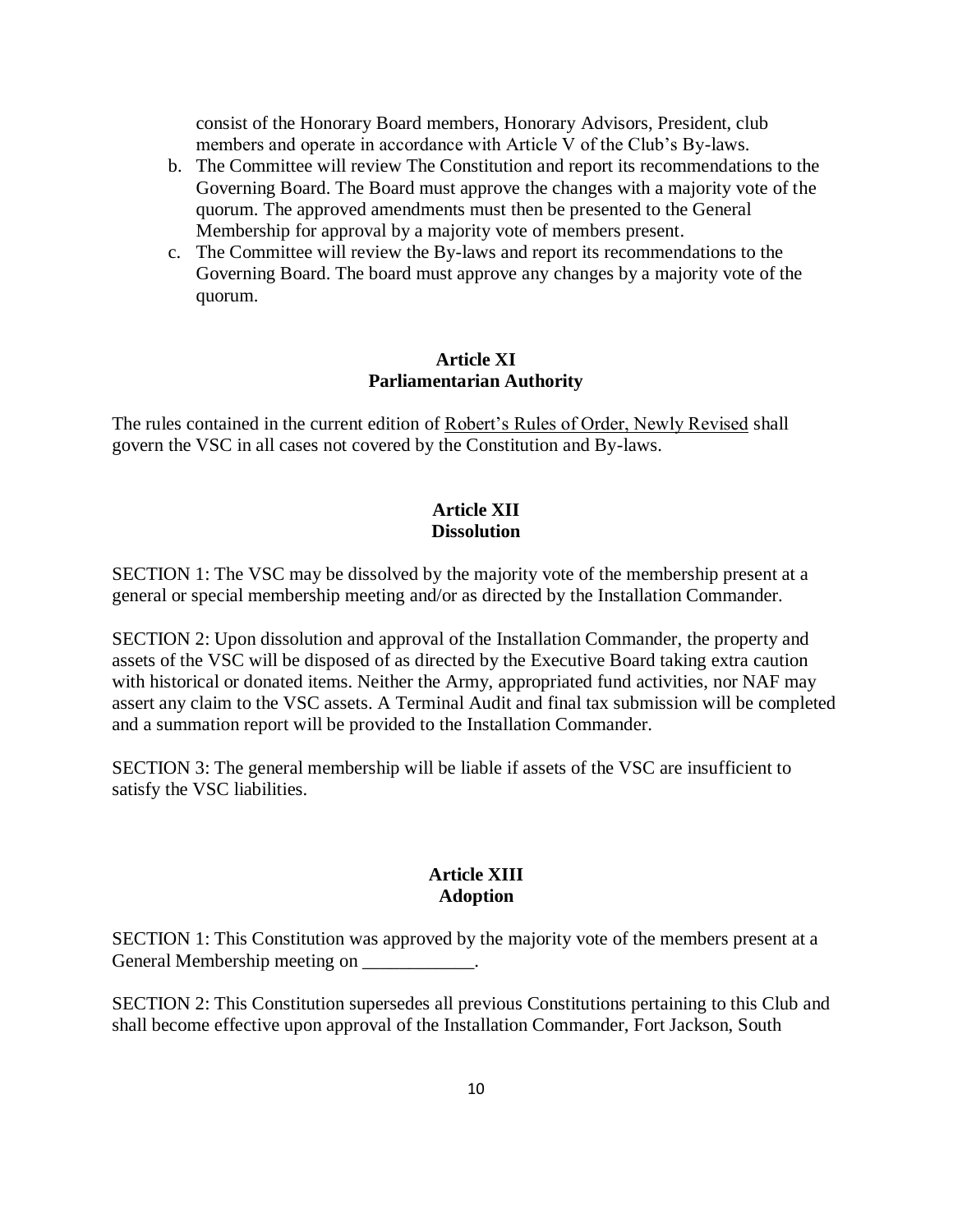consist of the Honorary Board members, Honorary Advisors, President, club members and operate in accordance with Article V of the Club's By-laws.

b. The Committee will review The Constitution and report its recommendations to the Governing Board. The Board must approve the changes with a majority vote of the quorum. The approved amendments must then be presented to the General Membership for approval by a majority vote of members present.
c. The Committee will review the By-laws and report its recommendations to the Governing Board. The board must approve any changes by a majority vote of the quorum.

## Article XI
## Parliamentarian Authority

The rules contained in the current edition of Robert's Rules of Order, Newly Revised shall govern the VSC in all cases not covered by the Constitution and By-laws.

## Article XII
## Dissolution

SECTION 1: The VSC may be dissolved by the majority vote of the membership present at a general or special membership meeting and/or as directed by the Installation Commander.

SECTION 2: Upon dissolution and approval of the Installation Commander, the property and assets of the VSC will be disposed of as directed by the Executive Board taking extra caution with historical or donated items. Neither the Army, appropriated fund activities, nor NAF may assert any claim to the VSC assets. A Terminal Audit and final tax submission will be completed and a summation report will be provided to the Installation Commander.

SECTION 3: The general membership will be liable if assets of the VSC are insufficient to satisfy the VSC liabilities.

## Article XIII
## Adoption

SECTION 1: This Constitution was approved by the majority vote of the members present at a General Membership meeting on ____________.

SECTION 2: This Constitution supersedes all previous Constitutions pertaining to this Club and shall become effective upon approval of the Installation Commander, Fort Jackson, South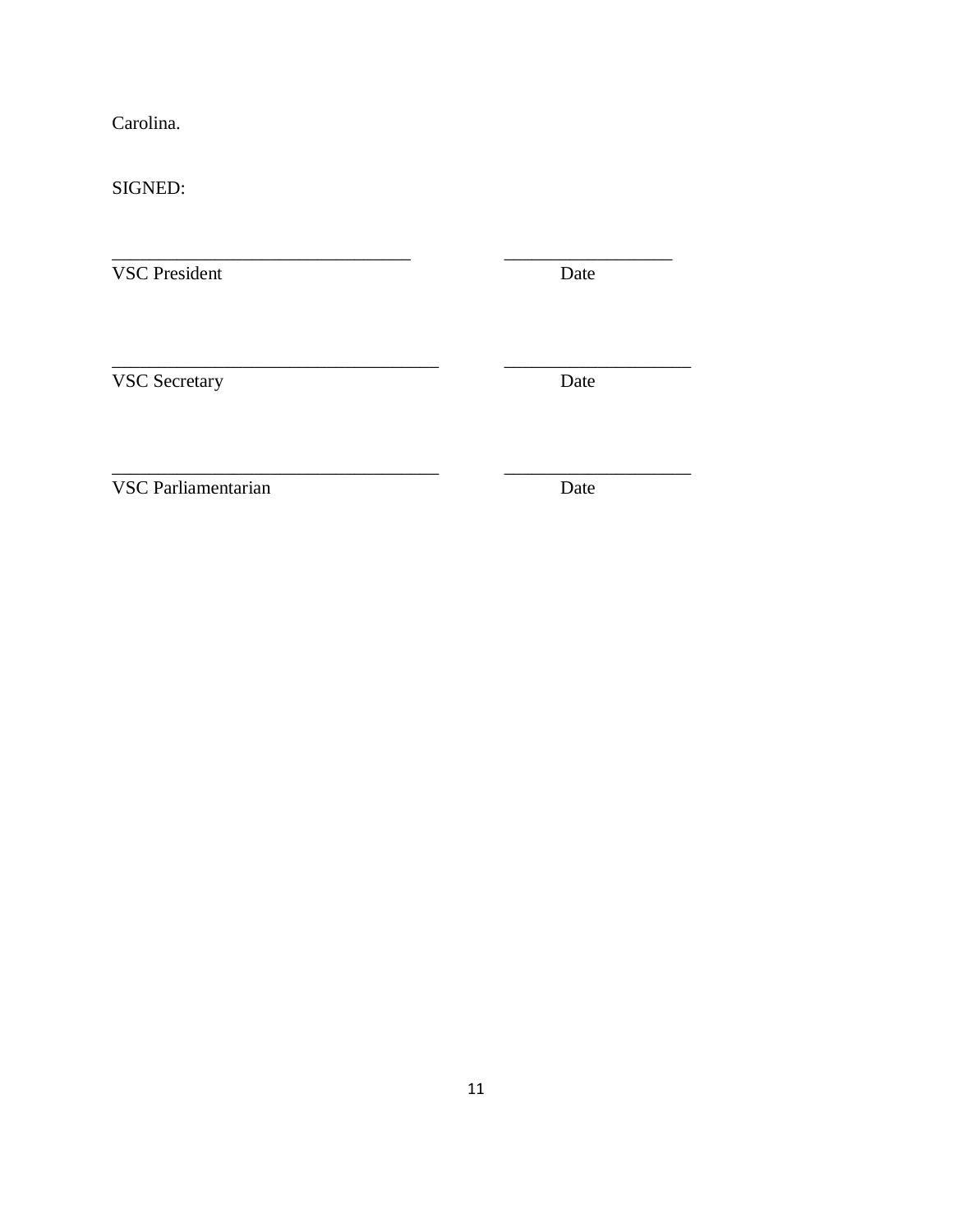Carolina.

SIGNED:

\_\_\_\_\_\_\_\_\_\_\_\_\_\_\_\_\_\_\_\_\_\_\_\_\_\_\_\_\_\_\_\_\_ \_\_\_\_\_\_\_\_\_\_\_\_\_\_\_\_\_\_
VSC President Date

\_\_\_\_\_\_\_\_\_\_\_\_\_\_\_\_\_\_\_\_\_\_\_\_\_\_\_\_\_\_\_\_\_\_\_\_ \_\_\_\_\_\_\_\_\_\_\_\_\_\_\_\_\_\_\_\_
VSC Secretary Date

\_\_\_\_\_\_\_\_\_\_\_\_\_\_\_\_\_\_\_\_\_\_\_\_\_\_\_\_\_\_\_\_\_\_\_\_ \_\_\_\_\_\_\_\_\_\_\_\_\_\_\_\_\_\_\_\_
VSC Parliamentarian Date